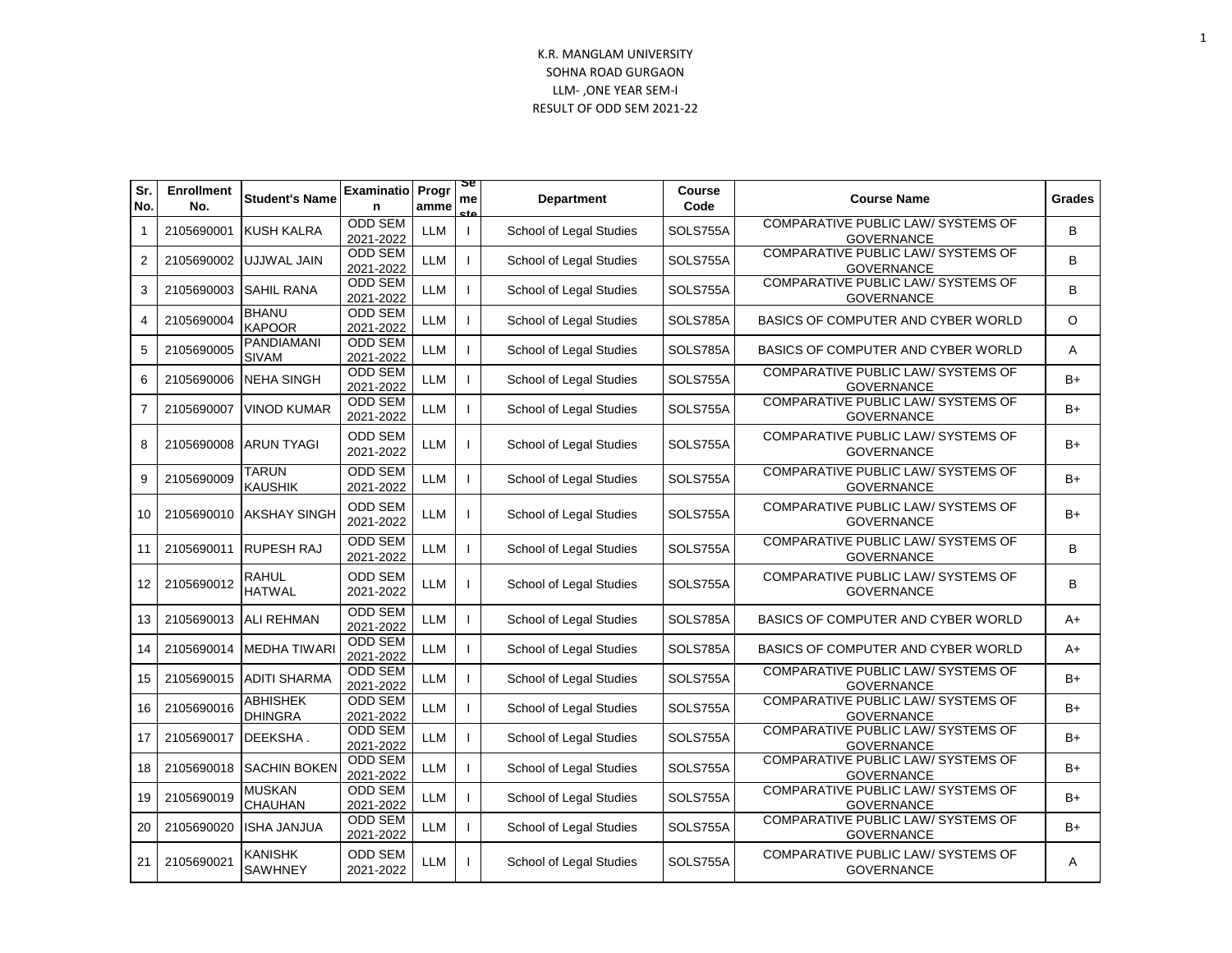K.R. MANGLAM UNIVERSITY
SOHNA ROAD GURGAON
LLM- ,ONE YEAR SEM-I
RESULT OF ODD SEM 2021-22

| Sr. No. | Enrollment No. | Student's Name | Examination | Programme | Semester | Department | Course Code | Course Name | Grades |
|---|---|---|---|---|---|---|---|---|---|
| 1 | 2105690001 | KUSH KALRA | ODD SEM 2021-2022 | LLM | I | School of Legal Studies | SOLS755A | COMPARATIVE PUBLIC LAW/ SYSTEMS OF GOVERNANCE | B |
| 2 | 2105690002 | UJJWAL JAIN | ODD SEM 2021-2022 | LLM | I | School of Legal Studies | SOLS755A | COMPARATIVE PUBLIC LAW/ SYSTEMS OF GOVERNANCE | B |
| 3 | 2105690003 | SAHIL RANA | ODD SEM 2021-2022 | LLM | I | School of Legal Studies | SOLS755A | COMPARATIVE PUBLIC LAW/ SYSTEMS OF GOVERNANCE | B |
| 4 | 2105690004 | BHANU KAPOOR | ODD SEM 2021-2022 | LLM | I | School of Legal Studies | SOLS785A | BASICS OF COMPUTER AND CYBER WORLD | O |
| 5 | 2105690005 | PANDIAMANI SIVAM | ODD SEM 2021-2022 | LLM | I | School of Legal Studies | SOLS785A | BASICS OF COMPUTER AND CYBER WORLD | A |
| 6 | 2105690006 | NEHA SINGH | ODD SEM 2021-2022 | LLM | I | School of Legal Studies | SOLS755A | COMPARATIVE PUBLIC LAW/ SYSTEMS OF GOVERNANCE | B+ |
| 7 | 2105690007 | VINOD KUMAR | ODD SEM 2021-2022 | LLM | I | School of Legal Studies | SOLS755A | COMPARATIVE PUBLIC LAW/ SYSTEMS OF GOVERNANCE | B+ |
| 8 | 2105690008 | ARUN TYAGI | ODD SEM 2021-2022 | LLM | I | School of Legal Studies | SOLS755A | COMPARATIVE PUBLIC LAW/ SYSTEMS OF GOVERNANCE | B+ |
| 9 | 2105690009 | TARUN KAUSHIK | ODD SEM 2021-2022 | LLM | I | School of Legal Studies | SOLS755A | COMPARATIVE PUBLIC LAW/ SYSTEMS OF GOVERNANCE | B+ |
| 10 | 2105690010 | AKSHAY SINGH | ODD SEM 2021-2022 | LLM | I | School of Legal Studies | SOLS755A | COMPARATIVE PUBLIC LAW/ SYSTEMS OF GOVERNANCE | B+ |
| 11 | 2105690011 | RUPESH RAJ | ODD SEM 2021-2022 | LLM | I | School of Legal Studies | SOLS755A | COMPARATIVE PUBLIC LAW/ SYSTEMS OF GOVERNANCE | B |
| 12 | 2105690012 | RAHUL HATWAL | ODD SEM 2021-2022 | LLM | I | School of Legal Studies | SOLS755A | COMPARATIVE PUBLIC LAW/ SYSTEMS OF GOVERNANCE | B |
| 13 | 2105690013 | ALI REHMAN | ODD SEM 2021-2022 | LLM | I | School of Legal Studies | SOLS785A | BASICS OF COMPUTER AND CYBER WORLD | A+ |
| 14 | 2105690014 | MEDHA TIWARI | ODD SEM 2021-2022 | LLM | I | School of Legal Studies | SOLS785A | BASICS OF COMPUTER AND CYBER WORLD | A+ |
| 15 | 2105690015 | ADITI SHARMA | ODD SEM 2021-2022 | LLM | I | School of Legal Studies | SOLS755A | COMPARATIVE PUBLIC LAW/ SYSTEMS OF GOVERNANCE | B+ |
| 16 | 2105690016 | ABHISHEK DHINGRA | ODD SEM 2021-2022 | LLM | I | School of Legal Studies | SOLS755A | COMPARATIVE PUBLIC LAW/ SYSTEMS OF GOVERNANCE | B+ |
| 17 | 2105690017 | DEEKSHA . | ODD SEM 2021-2022 | LLM | I | School of Legal Studies | SOLS755A | COMPARATIVE PUBLIC LAW/ SYSTEMS OF GOVERNANCE | B+ |
| 18 | 2105690018 | SACHIN BOKEN | ODD SEM 2021-2022 | LLM | I | School of Legal Studies | SOLS755A | COMPARATIVE PUBLIC LAW/ SYSTEMS OF GOVERNANCE | B+ |
| 19 | 2105690019 | MUSKAN CHAUHAN | ODD SEM 2021-2022 | LLM | I | School of Legal Studies | SOLS755A | COMPARATIVE PUBLIC LAW/ SYSTEMS OF GOVERNANCE | B+ |
| 20 | 2105690020 | ISHA JANJUA | ODD SEM 2021-2022 | LLM | I | School of Legal Studies | SOLS755A | COMPARATIVE PUBLIC LAW/ SYSTEMS OF GOVERNANCE | B+ |
| 21 | 2105690021 | KANISHK SAWHNEY | ODD SEM 2021-2022 | LLM | I | School of Legal Studies | SOLS755A | COMPARATIVE PUBLIC LAW/ SYSTEMS OF GOVERNANCE | A |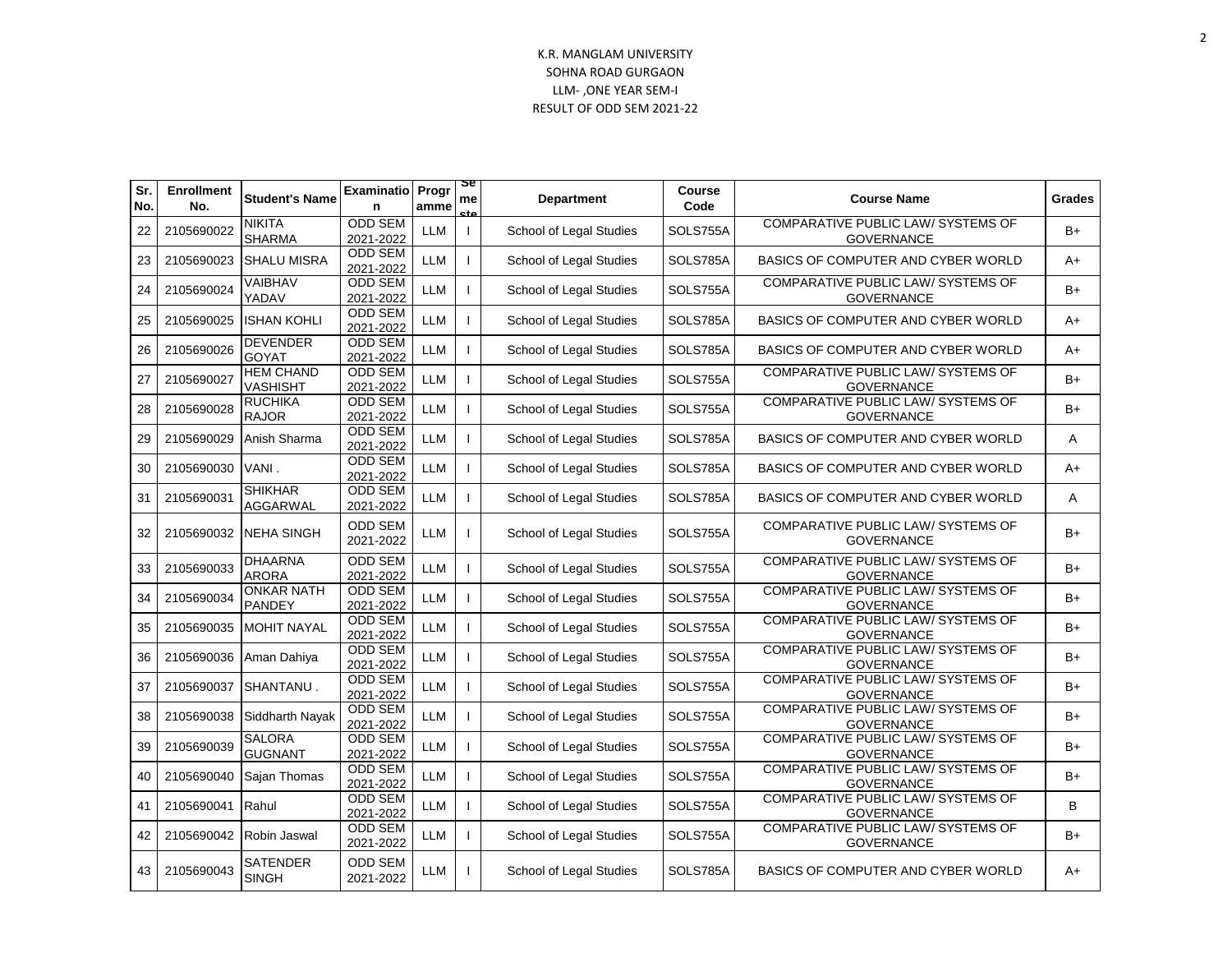K.R. MANGLAM UNIVERSITY
SOHNA ROAD GURGAON
LLM- ,ONE YEAR SEM-I
RESULT OF ODD SEM 2021-22

| Sr. No. | Enrollment No. | Student's Name | Examination | Programme | Semester | Department | Course Code | Course Name | Grades |
|---|---|---|---|---|---|---|---|---|---|
| 22 | 2105690022 | NIKITA SHARMA | ODD SEM 2021-2022 | LLM | I | School of Legal Studies | SOLS755A | COMPARATIVE PUBLIC LAW/ SYSTEMS OF GOVERNANCE | B+ |
| 23 | 2105690023 | SHALU MISRA | ODD SEM 2021-2022 | LLM | I | School of Legal Studies | SOLS785A | BASICS OF COMPUTER AND CYBER WORLD | A+ |
| 24 | 2105690024 | VAIBHAV YADAV | ODD SEM 2021-2022 | LLM | I | School of Legal Studies | SOLS755A | COMPARATIVE PUBLIC LAW/ SYSTEMS OF GOVERNANCE | B+ |
| 25 | 2105690025 | ISHAN KOHLI | ODD SEM 2021-2022 | LLM | I | School of Legal Studies | SOLS785A | BASICS OF COMPUTER AND CYBER WORLD | A+ |
| 26 | 2105690026 | DEVENDER GOYAT | ODD SEM 2021-2022 | LLM | I | School of Legal Studies | SOLS785A | BASICS OF COMPUTER AND CYBER WORLD | A+ |
| 27 | 2105690027 | HEM CHAND VASHISHT | ODD SEM 2021-2022 | LLM | I | School of Legal Studies | SOLS755A | COMPARATIVE PUBLIC LAW/ SYSTEMS OF GOVERNANCE | B+ |
| 28 | 2105690028 | RUCHIKA RAJOR | ODD SEM 2021-2022 | LLM | I | School of Legal Studies | SOLS755A | COMPARATIVE PUBLIC LAW/ SYSTEMS OF GOVERNANCE | B+ |
| 29 | 2105690029 | Anish Sharma | ODD SEM 2021-2022 | LLM | I | School of Legal Studies | SOLS785A | BASICS OF COMPUTER AND CYBER WORLD | A |
| 30 | 2105690030 | VANI . | ODD SEM 2021-2022 | LLM | I | School of Legal Studies | SOLS785A | BASICS OF COMPUTER AND CYBER WORLD | A+ |
| 31 | 2105690031 | SHIKHAR AGGARWAL | ODD SEM 2021-2022 | LLM | I | School of Legal Studies | SOLS785A | BASICS OF COMPUTER AND CYBER WORLD | A |
| 32 | 2105690032 | NEHA SINGH | ODD SEM 2021-2022 | LLM | I | School of Legal Studies | SOLS755A | COMPARATIVE PUBLIC LAW/ SYSTEMS OF GOVERNANCE | B+ |
| 33 | 2105690033 | DHAARNA ARORA | ODD SEM 2021-2022 | LLM | I | School of Legal Studies | SOLS755A | COMPARATIVE PUBLIC LAW/ SYSTEMS OF GOVERNANCE | B+ |
| 34 | 2105690034 | ONKAR NATH PANDEY | ODD SEM 2021-2022 | LLM | I | School of Legal Studies | SOLS755A | COMPARATIVE PUBLIC LAW/ SYSTEMS OF GOVERNANCE | B+ |
| 35 | 2105690035 | MOHIT NAYAL | ODD SEM 2021-2022 | LLM | I | School of Legal Studies | SOLS755A | COMPARATIVE PUBLIC LAW/ SYSTEMS OF GOVERNANCE | B+ |
| 36 | 2105690036 | Aman Dahiya | ODD SEM 2021-2022 | LLM | I | School of Legal Studies | SOLS755A | COMPARATIVE PUBLIC LAW/ SYSTEMS OF GOVERNANCE | B+ |
| 37 | 2105690037 | SHANTANU . | ODD SEM 2021-2022 | LLM | I | School of Legal Studies | SOLS755A | COMPARATIVE PUBLIC LAW/ SYSTEMS OF GOVERNANCE | B+ |
| 38 | 2105690038 | Siddharth Nayak | ODD SEM 2021-2022 | LLM | I | School of Legal Studies | SOLS755A | COMPARATIVE PUBLIC LAW/ SYSTEMS OF GOVERNANCE | B+ |
| 39 | 2105690039 | SALORA GUGNANT | ODD SEM 2021-2022 | LLM | I | School of Legal Studies | SOLS755A | COMPARATIVE PUBLIC LAW/ SYSTEMS OF GOVERNANCE | B+ |
| 40 | 2105690040 | Sajan Thomas | ODD SEM 2021-2022 | LLM | I | School of Legal Studies | SOLS755A | COMPARATIVE PUBLIC LAW/ SYSTEMS OF GOVERNANCE | B+ |
| 41 | 2105690041 | Rahul | ODD SEM 2021-2022 | LLM | I | School of Legal Studies | SOLS755A | COMPARATIVE PUBLIC LAW/ SYSTEMS OF GOVERNANCE | B |
| 42 | 2105690042 | Robin Jaswal | ODD SEM 2021-2022 | LLM | I | School of Legal Studies | SOLS755A | COMPARATIVE PUBLIC LAW/ SYSTEMS OF GOVERNANCE | B+ |
| 43 | 2105690043 | SATENDER SINGH | ODD SEM 2021-2022 | LLM | I | School of Legal Studies | SOLS785A | BASICS OF COMPUTER AND CYBER WORLD | A+ |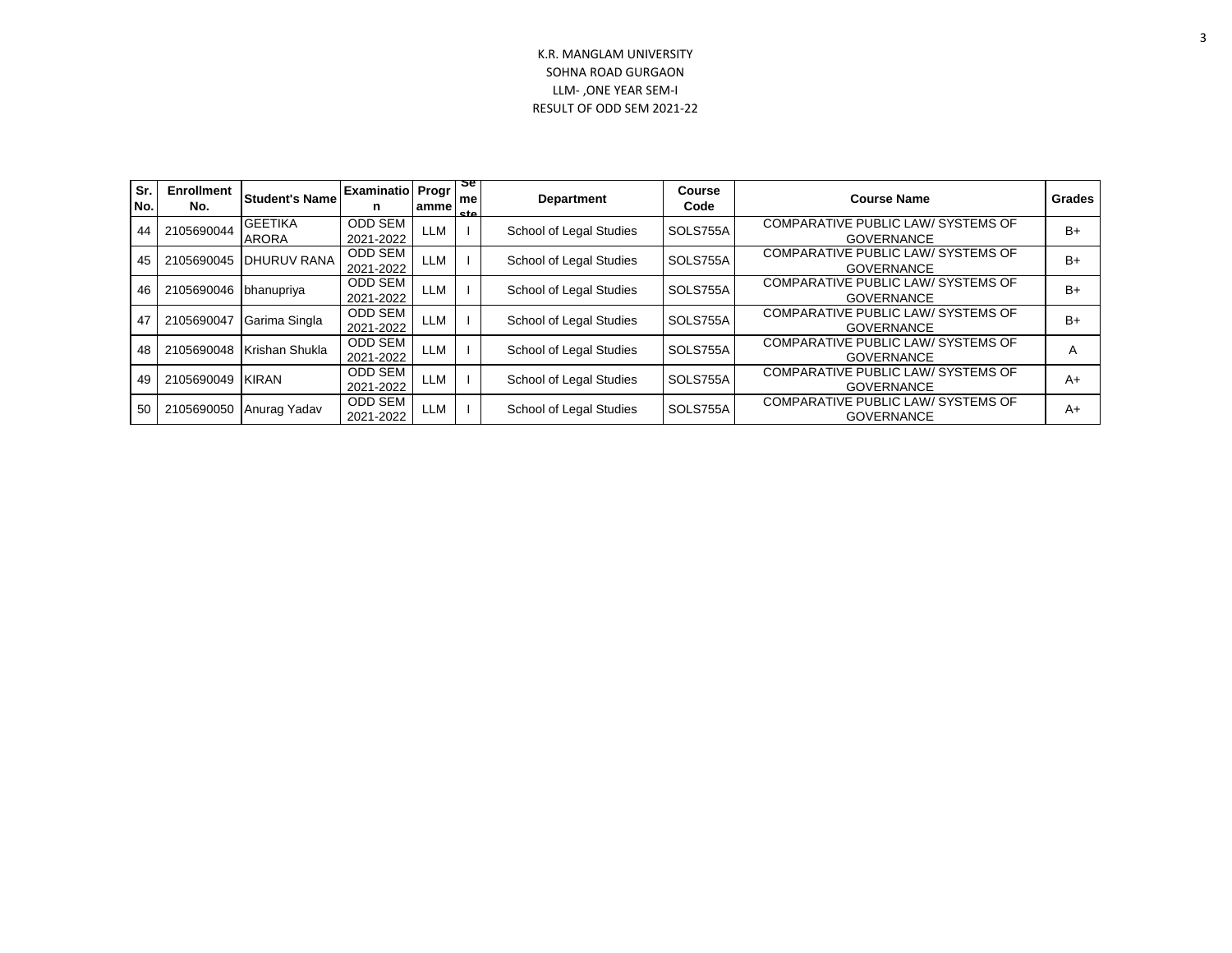K.R. MANGLAM UNIVERSITY

SOHNA ROAD GURGAON

LLM- ,ONE YEAR SEM-I

RESULT OF ODD SEM 2021-22

| Sr. No. | Enrollment No. | Student's Name | Examination | Programme | Semester | Department | Course Code | Course Name | Grades |
|---|---|---|---|---|---|---|---|---|---|
| 44 | 2105690044 | GEETIKA ARORA | ODD SEM 2021-2022 | LLM | I | School of Legal Studies | SOLS755A | COMPARATIVE PUBLIC LAW/ SYSTEMS OF GOVERNANCE | B+ |
| 45 | 2105690045 | DHURUV RANA | ODD SEM 2021-2022 | LLM | I | School of Legal Studies | SOLS755A | COMPARATIVE PUBLIC LAW/ SYSTEMS OF GOVERNANCE | B+ |
| 46 | 2105690046 | bhanupriya | ODD SEM 2021-2022 | LLM | I | School of Legal Studies | SOLS755A | COMPARATIVE PUBLIC LAW/ SYSTEMS OF GOVERNANCE | B+ |
| 47 | 2105690047 | Garima Singla | ODD SEM 2021-2022 | LLM | I | School of Legal Studies | SOLS755A | COMPARATIVE PUBLIC LAW/ SYSTEMS OF GOVERNANCE | B+ |
| 48 | 2105690048 | Krishan Shukla | ODD SEM 2021-2022 | LLM | I | School of Legal Studies | SOLS755A | COMPARATIVE PUBLIC LAW/ SYSTEMS OF GOVERNANCE | A |
| 49 | 2105690049 | KIRAN | ODD SEM 2021-2022 | LLM | I | School of Legal Studies | SOLS755A | COMPARATIVE PUBLIC LAW/ SYSTEMS OF GOVERNANCE | A+ |
| 50 | 2105690050 | Anurag Yadav | ODD SEM 2021-2022 | LLM | I | School of Legal Studies | SOLS755A | COMPARATIVE PUBLIC LAW/ SYSTEMS OF GOVERNANCE | A+ |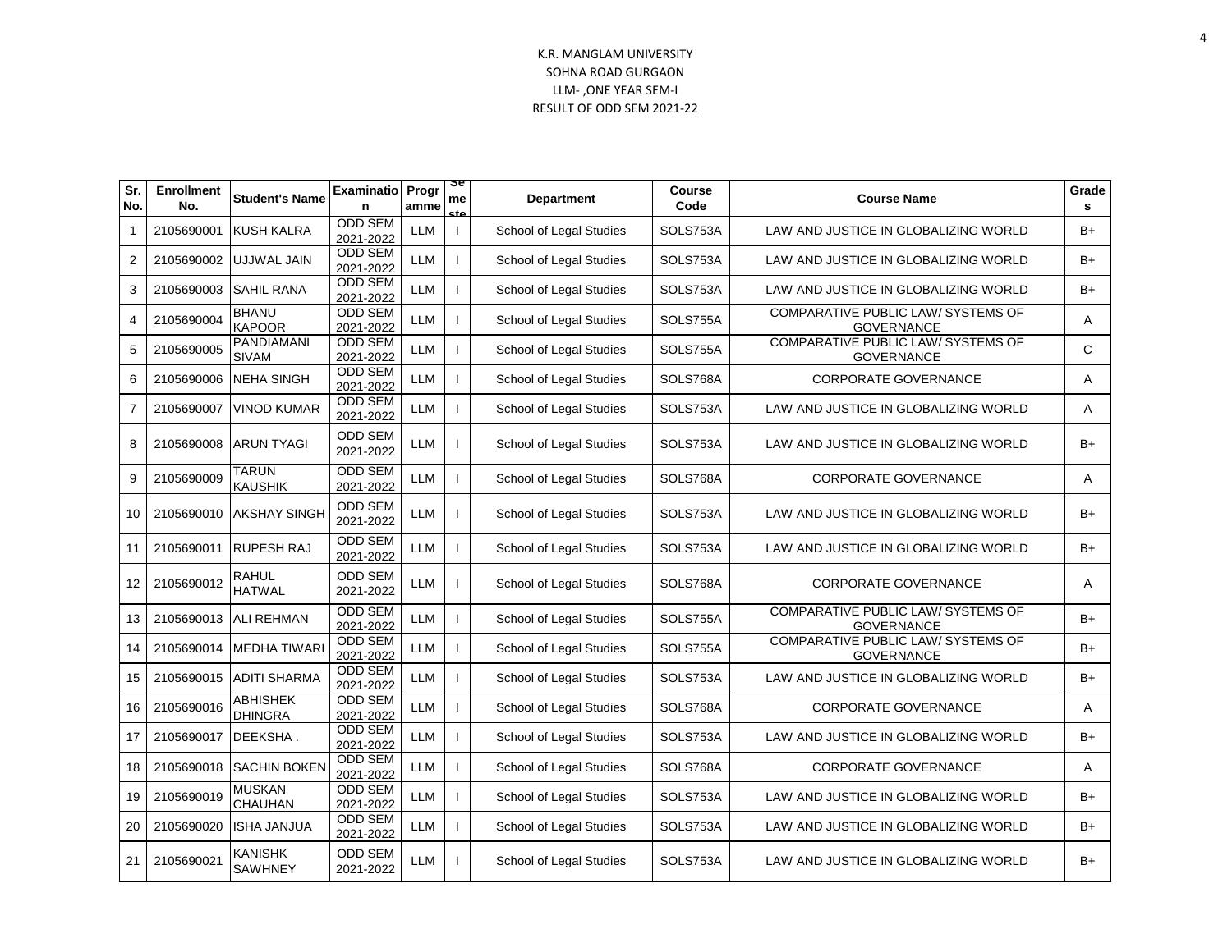K.R. MANGLAM UNIVERSITY
SOHNA ROAD GURGAON
LLM- ,ONE YEAR SEM-I
RESULT OF ODD SEM 2021-22

| Sr. No. | Enrollment No. | Student's Name | Examination | Programme | Semester | Department | Course Code | Course Name | Grades |
|---|---|---|---|---|---|---|---|---|---|
| 1 | 2105690001 | KUSH KALRA | ODD SEM 2021-2022 | LLM | I | School of Legal Studies | SOLS753A | LAW AND JUSTICE IN GLOBALIZING WORLD | B+ |
| 2 | 2105690002 | UJJWAL JAIN | ODD SEM 2021-2022 | LLM | I | School of Legal Studies | SOLS753A | LAW AND JUSTICE IN GLOBALIZING WORLD | B+ |
| 3 | 2105690003 | SAHIL RANA | ODD SEM 2021-2022 | LLM | I | School of Legal Studies | SOLS753A | LAW AND JUSTICE IN GLOBALIZING WORLD | B+ |
| 4 | 2105690004 | BHANU KAPOOR | ODD SEM 2021-2022 | LLM | I | School of Legal Studies | SOLS755A | COMPARATIVE PUBLIC LAW/ SYSTEMS OF GOVERNANCE | A |
| 5 | 2105690005 | PANDIAMANI SIVAM | ODD SEM 2021-2022 | LLM | I | School of Legal Studies | SOLS755A | COMPARATIVE PUBLIC LAW/ SYSTEMS OF GOVERNANCE | C |
| 6 | 2105690006 | NEHA SINGH | ODD SEM 2021-2022 | LLM | I | School of Legal Studies | SOLS768A | CORPORATE GOVERNANCE | A |
| 7 | 2105690007 | VINOD KUMAR | ODD SEM 2021-2022 | LLM | I | School of Legal Studies | SOLS753A | LAW AND JUSTICE IN GLOBALIZING WORLD | A |
| 8 | 2105690008 | ARUN TYAGI | ODD SEM 2021-2022 | LLM | I | School of Legal Studies | SOLS753A | LAW AND JUSTICE IN GLOBALIZING WORLD | B+ |
| 9 | 2105690009 | TARUN KAUSHIK | ODD SEM 2021-2022 | LLM | I | School of Legal Studies | SOLS768A | CORPORATE GOVERNANCE | A |
| 10 | 2105690010 | AKSHAY SINGH | ODD SEM 2021-2022 | LLM | I | School of Legal Studies | SOLS753A | LAW AND JUSTICE IN GLOBALIZING WORLD | B+ |
| 11 | 2105690011 | RUPESH RAJ | ODD SEM 2021-2022 | LLM | I | School of Legal Studies | SOLS753A | LAW AND JUSTICE IN GLOBALIZING WORLD | B+ |
| 12 | 2105690012 | RAHUL HATWAL | ODD SEM 2021-2022 | LLM | I | School of Legal Studies | SOLS768A | CORPORATE GOVERNANCE | A |
| 13 | 2105690013 | ALI REHMAN | ODD SEM 2021-2022 | LLM | I | School of Legal Studies | SOLS755A | COMPARATIVE PUBLIC LAW/ SYSTEMS OF GOVERNANCE | B+ |
| 14 | 2105690014 | MEDHA TIWARI | ODD SEM 2021-2022 | LLM | I | School of Legal Studies | SOLS755A | COMPARATIVE PUBLIC LAW/ SYSTEMS OF GOVERNANCE | B+ |
| 15 | 2105690015 | ADITI SHARMA | ODD SEM 2021-2022 | LLM | I | School of Legal Studies | SOLS753A | LAW AND JUSTICE IN GLOBALIZING WORLD | B+ |
| 16 | 2105690016 | ABHISHEK DHINGRA | ODD SEM 2021-2022 | LLM | I | School of Legal Studies | SOLS768A | CORPORATE GOVERNANCE | A |
| 17 | 2105690017 | DEEKSHA . | ODD SEM 2021-2022 | LLM | I | School of Legal Studies | SOLS753A | LAW AND JUSTICE IN GLOBALIZING WORLD | B+ |
| 18 | 2105690018 | SACHIN BOKEN | ODD SEM 2021-2022 | LLM | I | School of Legal Studies | SOLS768A | CORPORATE GOVERNANCE | A |
| 19 | 2105690019 | MUSKAN CHAUHAN | ODD SEM 2021-2022 | LLM | I | School of Legal Studies | SOLS753A | LAW AND JUSTICE IN GLOBALIZING WORLD | B+ |
| 20 | 2105690020 | ISHA JANJUA | ODD SEM 2021-2022 | LLM | I | School of Legal Studies | SOLS753A | LAW AND JUSTICE IN GLOBALIZING WORLD | B+ |
| 21 | 2105690021 | KANISHK SAWHNEY | ODD SEM 2021-2022 | LLM | I | School of Legal Studies | SOLS753A | LAW AND JUSTICE IN GLOBALIZING WORLD | B+ |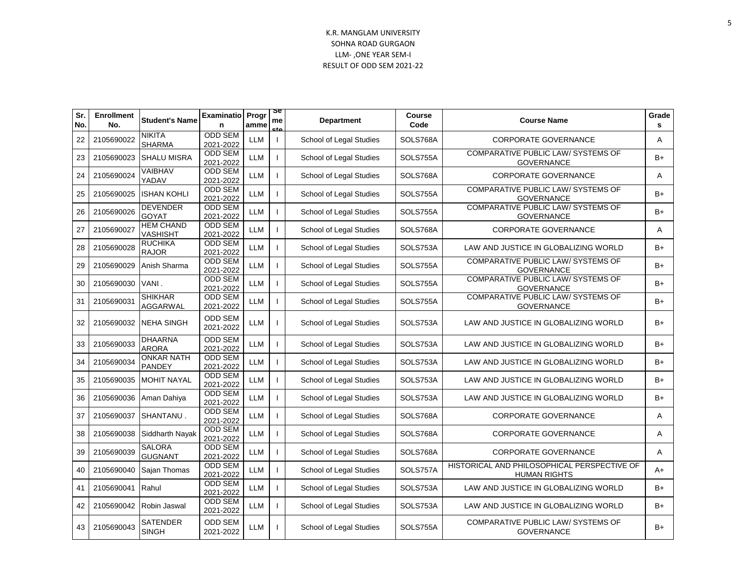K.R. MANGLAM UNIVERSITY
SOHNA ROAD GURGAON
LLM- ,ONE YEAR SEM-I
RESULT OF ODD SEM 2021-22

| Sr. No. | Enrollment No. | Student's Name | Examination | Programme | Semester | Department | Course Code | Course Name | Grades |
|---|---|---|---|---|---|---|---|---|---|
| 22 | 2105690022 | NIKITA SHARMA | ODD SEM 2021-2022 | LLM | I | School of Legal Studies | SOLS768A | CORPORATE GOVERNANCE | A |
| 23 | 2105690023 | SHALU MISRA | ODD SEM 2021-2022 | LLM | I | School of Legal Studies | SOLS755A | COMPARATIVE PUBLIC LAW/ SYSTEMS OF GOVERNANCE | B+ |
| 24 | 2105690024 | VAIBHAV YADAV | ODD SEM 2021-2022 | LLM | I | School of Legal Studies | SOLS768A | CORPORATE GOVERNANCE | A |
| 25 | 2105690025 | ISHAN KOHLI | ODD SEM 2021-2022 | LLM | I | School of Legal Studies | SOLS755A | COMPARATIVE PUBLIC LAW/ SYSTEMS OF GOVERNANCE | B+ |
| 26 | 2105690026 | DEVENDER GOYAT | ODD SEM 2021-2022 | LLM | I | School of Legal Studies | SOLS755A | COMPARATIVE PUBLIC LAW/ SYSTEMS OF GOVERNANCE | B+ |
| 27 | 2105690027 | HEM CHAND VASHISHT | ODD SEM 2021-2022 | LLM | I | School of Legal Studies | SOLS768A | CORPORATE GOVERNANCE | A |
| 28 | 2105690028 | RUCHIKA RAJOR | ODD SEM 2021-2022 | LLM | I | School of Legal Studies | SOLS753A | LAW AND JUSTICE IN GLOBALIZING WORLD | B+ |
| 29 | 2105690029 | Anish Sharma | ODD SEM 2021-2022 | LLM | I | School of Legal Studies | SOLS755A | COMPARATIVE PUBLIC LAW/ SYSTEMS OF GOVERNANCE | B+ |
| 30 | 2105690030 | VANI . | ODD SEM 2021-2022 | LLM | I | School of Legal Studies | SOLS755A | COMPARATIVE PUBLIC LAW/ SYSTEMS OF GOVERNANCE | B+ |
| 31 | 2105690031 | SHIKHAR AGGARWAL | ODD SEM 2021-2022 | LLM | I | School of Legal Studies | SOLS755A | COMPARATIVE PUBLIC LAW/ SYSTEMS OF GOVERNANCE | B+ |
| 32 | 2105690032 | NEHA SINGH | ODD SEM 2021-2022 | LLM | I | School of Legal Studies | SOLS753A | LAW AND JUSTICE IN GLOBALIZING WORLD | B+ |
| 33 | 2105690033 | DHAARNA ARORA | ODD SEM 2021-2022 | LLM | I | School of Legal Studies | SOLS753A | LAW AND JUSTICE IN GLOBALIZING WORLD | B+ |
| 34 | 2105690034 | ONKAR NATH PANDEY | ODD SEM 2021-2022 | LLM | I | School of Legal Studies | SOLS753A | LAW AND JUSTICE IN GLOBALIZING WORLD | B+ |
| 35 | 2105690035 | MOHIT NAYAL | ODD SEM 2021-2022 | LLM | I | School of Legal Studies | SOLS753A | LAW AND JUSTICE IN GLOBALIZING WORLD | B+ |
| 36 | 2105690036 | Aman Dahiya | ODD SEM 2021-2022 | LLM | I | School of Legal Studies | SOLS753A | LAW AND JUSTICE IN GLOBALIZING WORLD | B+ |
| 37 | 2105690037 | SHANTANU . | ODD SEM 2021-2022 | LLM | I | School of Legal Studies | SOLS768A | CORPORATE GOVERNANCE | A |
| 38 | 2105690038 | Siddharth Nayak | ODD SEM 2021-2022 | LLM | I | School of Legal Studies | SOLS768A | CORPORATE GOVERNANCE | A |
| 39 | 2105690039 | SALORA GUGNANT | ODD SEM 2021-2022 | LLM | I | School of Legal Studies | SOLS768A | CORPORATE GOVERNANCE | A |
| 40 | 2105690040 | Sajan Thomas | ODD SEM 2021-2022 | LLM | I | School of Legal Studies | SOLS757A | HISTORICAL AND PHILOSOPHICAL PERSPECTIVE OF HUMAN RIGHTS | A+ |
| 41 | 2105690041 | Rahul | ODD SEM 2021-2022 | LLM | I | School of Legal Studies | SOLS753A | LAW AND JUSTICE IN GLOBALIZING WORLD | B+ |
| 42 | 2105690042 | Robin Jaswal | ODD SEM 2021-2022 | LLM | I | School of Legal Studies | SOLS753A | LAW AND JUSTICE IN GLOBALIZING WORLD | B+ |
| 43 | 2105690043 | SATENDER SINGH | ODD SEM 2021-2022 | LLM | I | School of Legal Studies | SOLS755A | COMPARATIVE PUBLIC LAW/ SYSTEMS OF GOVERNANCE | B+ |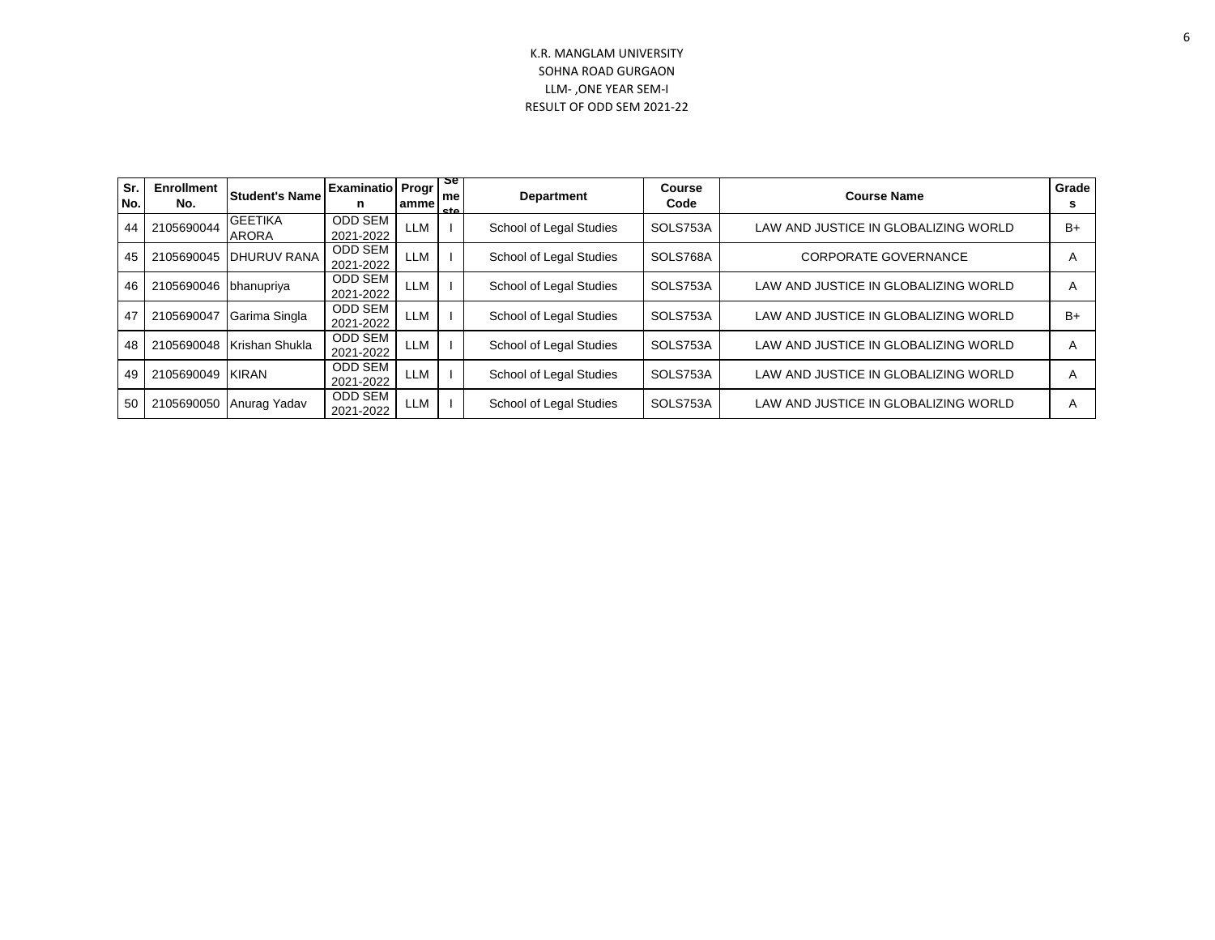K.R. MANGLAM UNIVERSITY
SOHNA ROAD GURGAON
LLM- ,ONE YEAR SEM-I
RESULT OF ODD SEM 2021-22

| Sr. No. | Enrollment No. | Student's Name | Examination | Programme | Semester | Department | Course Code | Course Name | Grades |
|---|---|---|---|---|---|---|---|---|---|
| 44 | 2105690044 | GEETIKA ARORA | ODD SEM 2021-2022 | LLM | I | School of Legal Studies | SOLS753A | LAW AND JUSTICE IN GLOBALIZING WORLD | B+ |
| 45 | 2105690045 | DHURUV RANA | ODD SEM 2021-2022 | LLM | I | School of Legal Studies | SOLS768A | CORPORATE GOVERNANCE | A |
| 46 | 2105690046 | bhanupriya | ODD SEM 2021-2022 | LLM | I | School of Legal Studies | SOLS753A | LAW AND JUSTICE IN GLOBALIZING WORLD | A |
| 47 | 2105690047 | Garima Singla | ODD SEM 2021-2022 | LLM | I | School of Legal Studies | SOLS753A | LAW AND JUSTICE IN GLOBALIZING WORLD | B+ |
| 48 | 2105690048 | Krishan Shukla | ODD SEM 2021-2022 | LLM | I | School of Legal Studies | SOLS753A | LAW AND JUSTICE IN GLOBALIZING WORLD | A |
| 49 | 2105690049 | KIRAN | ODD SEM 2021-2022 | LLM | I | School of Legal Studies | SOLS753A | LAW AND JUSTICE IN GLOBALIZING WORLD | A |
| 50 | 2105690050 | Anurag Yadav | ODD SEM 2021-2022 | LLM | I | School of Legal Studies | SOLS753A | LAW AND JUSTICE IN GLOBALIZING WORLD | A |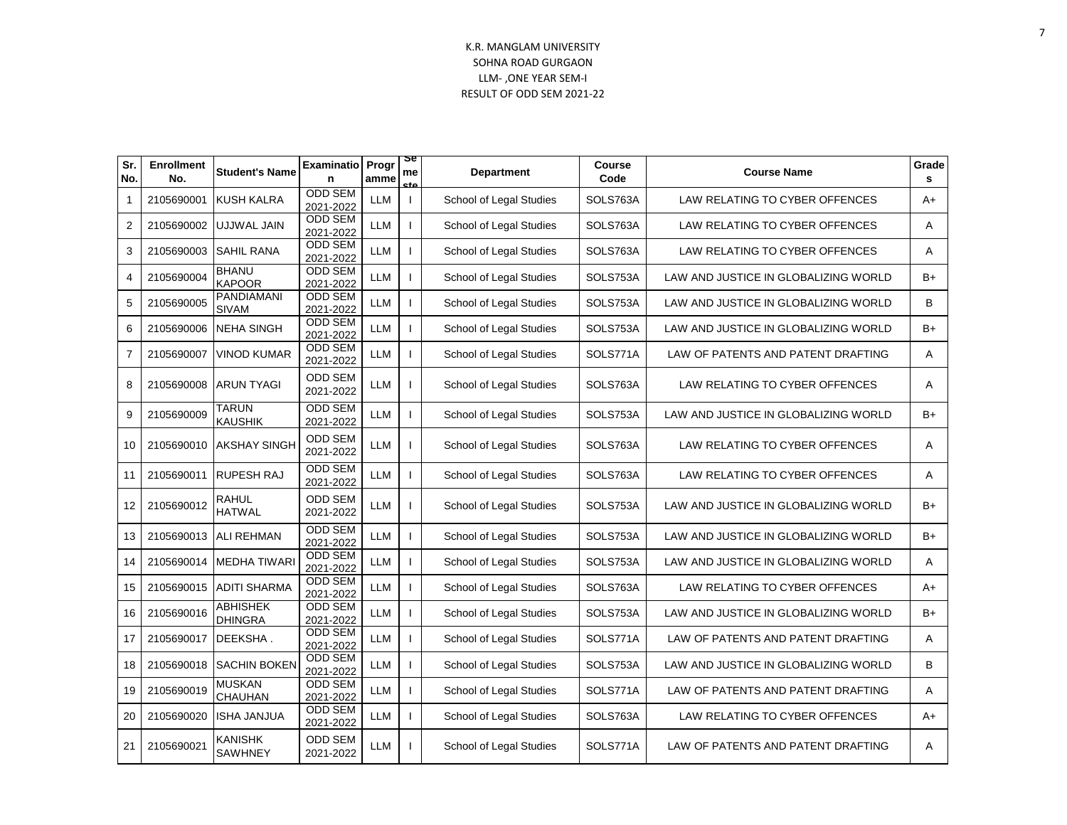K.R. MANGLAM UNIVERSITY

SOHNA ROAD GURGAON

LLM- ,ONE YEAR SEM-I

RESULT OF ODD SEM 2021-22

| Sr. No. | Enrollment No. | Student's Name | Examination | Programme | Semester | Department | Course Code | Course Name | Grades |
|---|---|---|---|---|---|---|---|---|---|
| 1 | 2105690001 | KUSH KALRA | ODD SEM 2021-2022 | LLM | I | School of Legal Studies | SOLS763A | LAW RELATING TO CYBER OFFENCES | A+ |
| 2 | 2105690002 | UJJWAL JAIN | ODD SEM 2021-2022 | LLM | I | School of Legal Studies | SOLS763A | LAW RELATING TO CYBER OFFENCES | A |
| 3 | 2105690003 | SAHIL RANA | ODD SEM 2021-2022 | LLM | I | School of Legal Studies | SOLS763A | LAW RELATING TO CYBER OFFENCES | A |
| 4 | 2105690004 | BHANU KAPOOR | ODD SEM 2021-2022 | LLM | I | School of Legal Studies | SOLS753A | LAW AND JUSTICE IN GLOBALIZING WORLD | B+ |
| 5 | 2105690005 | PANDIAMANI SIVAM | ODD SEM 2021-2022 | LLM | I | School of Legal Studies | SOLS753A | LAW AND JUSTICE IN GLOBALIZING WORLD | B |
| 6 | 2105690006 | NEHA SINGH | ODD SEM 2021-2022 | LLM | I | School of Legal Studies | SOLS753A | LAW AND JUSTICE IN GLOBALIZING WORLD | B+ |
| 7 | 2105690007 | VINOD KUMAR | ODD SEM 2021-2022 | LLM | I | School of Legal Studies | SOLS771A | LAW OF PATENTS AND PATENT DRAFTING | A |
| 8 | 2105690008 | ARUN TYAGI | ODD SEM 2021-2022 | LLM | I | School of Legal Studies | SOLS763A | LAW RELATING TO CYBER OFFENCES | A |
| 9 | 2105690009 | TARUN KAUSHIK | ODD SEM 2021-2022 | LLM | I | School of Legal Studies | SOLS753A | LAW AND JUSTICE IN GLOBALIZING WORLD | B+ |
| 10 | 2105690010 | AKSHAY SINGH | ODD SEM 2021-2022 | LLM | I | School of Legal Studies | SOLS763A | LAW RELATING TO CYBER OFFENCES | A |
| 11 | 2105690011 | RUPESH RAJ | ODD SEM 2021-2022 | LLM | I | School of Legal Studies | SOLS763A | LAW RELATING TO CYBER OFFENCES | A |
| 12 | 2105690012 | RAHUL HATWAL | ODD SEM 2021-2022 | LLM | I | School of Legal Studies | SOLS753A | LAW AND JUSTICE IN GLOBALIZING WORLD | B+ |
| 13 | 2105690013 | ALI REHMAN | ODD SEM 2021-2022 | LLM | I | School of Legal Studies | SOLS753A | LAW AND JUSTICE IN GLOBALIZING WORLD | B+ |
| 14 | 2105690014 | MEDHA TIWARI | ODD SEM 2021-2022 | LLM | I | School of Legal Studies | SOLS753A | LAW AND JUSTICE IN GLOBALIZING WORLD | A |
| 15 | 2105690015 | ADITI SHARMA | ODD SEM 2021-2022 | LLM | I | School of Legal Studies | SOLS763A | LAW RELATING TO CYBER OFFENCES | A+ |
| 16 | 2105690016 | ABHISHEK DHINGRA | ODD SEM 2021-2022 | LLM | I | School of Legal Studies | SOLS753A | LAW AND JUSTICE IN GLOBALIZING WORLD | B+ |
| 17 | 2105690017 | DEEKSHA . | ODD SEM 2021-2022 | LLM | I | School of Legal Studies | SOLS771A | LAW OF PATENTS AND PATENT DRAFTING | A |
| 18 | 2105690018 | SACHIN BOKEN | ODD SEM 2021-2022 | LLM | I | School of Legal Studies | SOLS753A | LAW AND JUSTICE IN GLOBALIZING WORLD | B |
| 19 | 2105690019 | MUSKAN CHAUHAN | ODD SEM 2021-2022 | LLM | I | School of Legal Studies | SOLS771A | LAW OF PATENTS AND PATENT DRAFTING | A |
| 20 | 2105690020 | ISHA JANJUA | ODD SEM 2021-2022 | LLM | I | School of Legal Studies | SOLS763A | LAW RELATING TO CYBER OFFENCES | A+ |
| 21 | 2105690021 | KANISHK SAWHNEY | ODD SEM 2021-2022 | LLM | I | School of Legal Studies | SOLS771A | LAW OF PATENTS AND PATENT DRAFTING | A |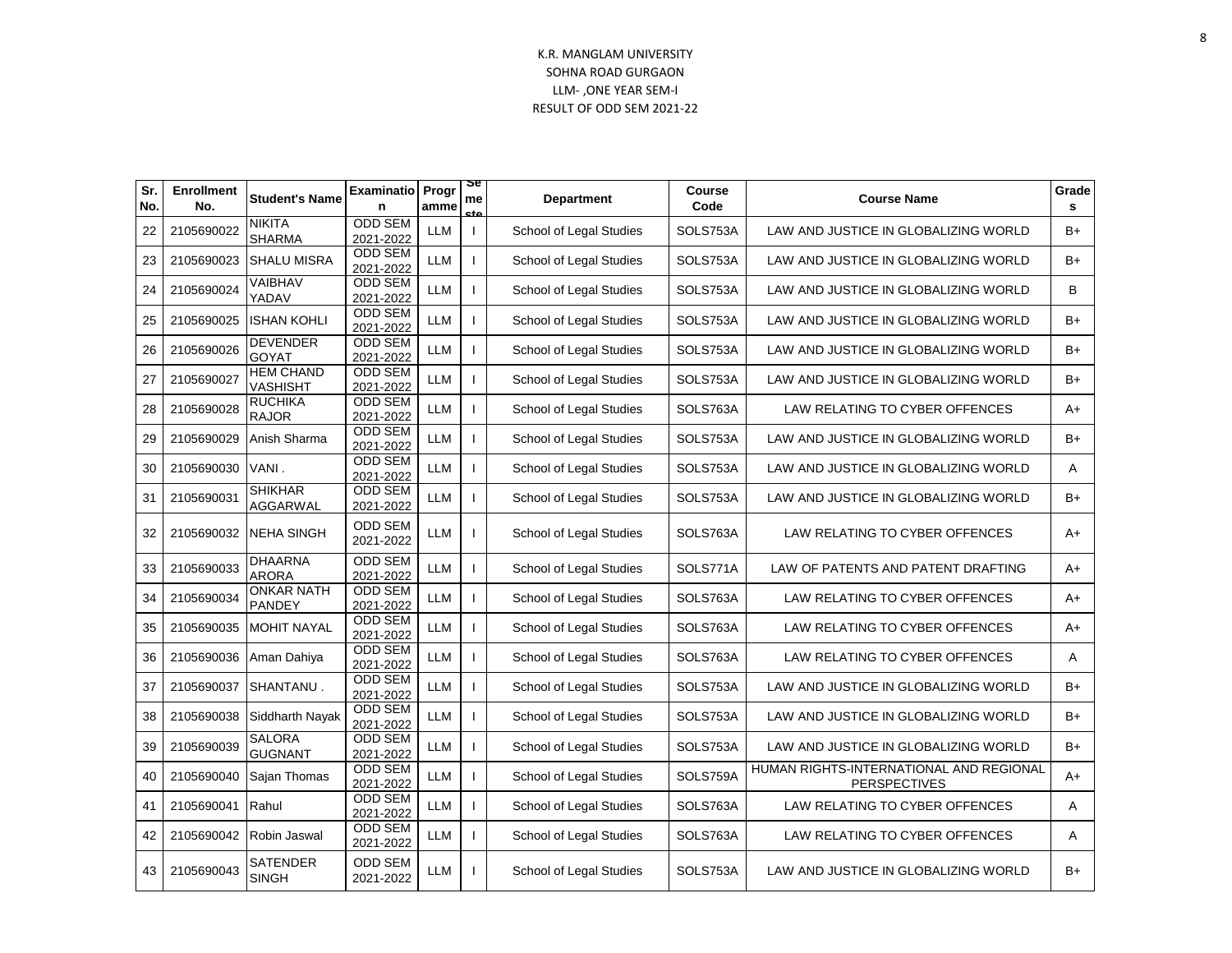K.R. MANGLAM UNIVERSITY
SOHNA ROAD GURGAON
LLM- ,ONE YEAR SEM-I
RESULT OF ODD SEM 2021-22

| Sr. No. | Enrollment No. | Student's Name | Examination | Programme | Semester | Department | Course Code | Course Name | Grades |
|---|---|---|---|---|---|---|---|---|---|
| 22 | 2105690022 | NIKITA SHARMA | ODD SEM 2021-2022 | LLM | I | School of Legal Studies | SOLS753A | LAW AND JUSTICE IN GLOBALIZING WORLD | B+ |
| 23 | 2105690023 | SHALU MISRA | ODD SEM 2021-2022 | LLM | I | School of Legal Studies | SOLS753A | LAW AND JUSTICE IN GLOBALIZING WORLD | B+ |
| 24 | 2105690024 | VAIBHAV YADAV | ODD SEM 2021-2022 | LLM | I | School of Legal Studies | SOLS753A | LAW AND JUSTICE IN GLOBALIZING WORLD | B |
| 25 | 2105690025 | ISHAN KOHLI | ODD SEM 2021-2022 | LLM | I | School of Legal Studies | SOLS753A | LAW AND JUSTICE IN GLOBALIZING WORLD | B+ |
| 26 | 2105690026 | DEVENDER GOYAT | ODD SEM 2021-2022 | LLM | I | School of Legal Studies | SOLS753A | LAW AND JUSTICE IN GLOBALIZING WORLD | B+ |
| 27 | 2105690027 | HEM CHAND VASHISHT | ODD SEM 2021-2022 | LLM | I | School of Legal Studies | SOLS753A | LAW AND JUSTICE IN GLOBALIZING WORLD | B+ |
| 28 | 2105690028 | RUCHIKA RAJOR | ODD SEM 2021-2022 | LLM | I | School of Legal Studies | SOLS763A | LAW RELATING TO CYBER OFFENCES | A+ |
| 29 | 2105690029 | Anish Sharma | ODD SEM 2021-2022 | LLM | I | School of Legal Studies | SOLS753A | LAW AND JUSTICE IN GLOBALIZING WORLD | B+ |
| 30 | 2105690030 | VANI . | ODD SEM 2021-2022 | LLM | I | School of Legal Studies | SOLS753A | LAW AND JUSTICE IN GLOBALIZING WORLD | A |
| 31 | 2105690031 | SHIKHAR AGGARWAL | ODD SEM 2021-2022 | LLM | I | School of Legal Studies | SOLS753A | LAW AND JUSTICE IN GLOBALIZING WORLD | B+ |
| 32 | 2105690032 | NEHA SINGH | ODD SEM 2021-2022 | LLM | I | School of Legal Studies | SOLS763A | LAW RELATING TO CYBER OFFENCES | A+ |
| 33 | 2105690033 | DHAARNA ARORA | ODD SEM 2021-2022 | LLM | I | School of Legal Studies | SOLS771A | LAW OF PATENTS AND PATENT DRAFTING | A+ |
| 34 | 2105690034 | ONKAR NATH PANDEY | ODD SEM 2021-2022 | LLM | I | School of Legal Studies | SOLS763A | LAW RELATING TO CYBER OFFENCES | A+ |
| 35 | 2105690035 | MOHIT NAYAL | ODD SEM 2021-2022 | LLM | I | School of Legal Studies | SOLS763A | LAW RELATING TO CYBER OFFENCES | A+ |
| 36 | 2105690036 | Aman Dahiya | ODD SEM 2021-2022 | LLM | I | School of Legal Studies | SOLS763A | LAW RELATING TO CYBER OFFENCES | A |
| 37 | 2105690037 | SHANTANU . | ODD SEM 2021-2022 | LLM | I | School of Legal Studies | SOLS753A | LAW AND JUSTICE IN GLOBALIZING WORLD | B+ |
| 38 | 2105690038 | Siddharth Nayak | ODD SEM 2021-2022 | LLM | I | School of Legal Studies | SOLS753A | LAW AND JUSTICE IN GLOBALIZING WORLD | B+ |
| 39 | 2105690039 | SALORA GUGNANT | ODD SEM 2021-2022 | LLM | I | School of Legal Studies | SOLS753A | LAW AND JUSTICE IN GLOBALIZING WORLD | B+ |
| 40 | 2105690040 | Sajan Thomas | ODD SEM 2021-2022 | LLM | I | School of Legal Studies | SOLS759A | HUMAN RIGHTS-INTERNATIONAL AND REGIONAL PERSPECTIVES | A+ |
| 41 | 2105690041 | Rahul | ODD SEM 2021-2022 | LLM | I | School of Legal Studies | SOLS763A | LAW RELATING TO CYBER OFFENCES | A |
| 42 | 2105690042 | Robin Jaswal | ODD SEM 2021-2022 | LLM | I | School of Legal Studies | SOLS763A | LAW RELATING TO CYBER OFFENCES | A |
| 43 | 2105690043 | SATENDER SINGH | ODD SEM 2021-2022 | LLM | I | School of Legal Studies | SOLS753A | LAW AND JUSTICE IN GLOBALIZING WORLD | B+ |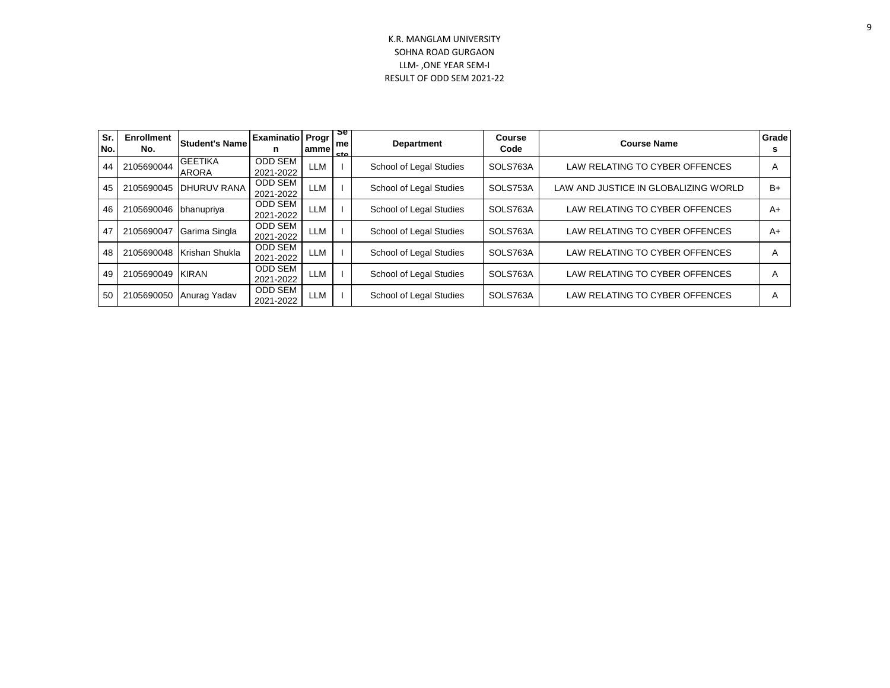K.R. MANGLAM UNIVERSITY
SOHNA ROAD GURGAON
LLM- ,ONE YEAR SEM-I
RESULT OF ODD SEM 2021-22

| Sr. No. | Enrollment No. | Student's Name | Examination | Programme | Semeste | Department | Course Code | Course Name | Grades |
|---|---|---|---|---|---|---|---|---|---|
| 44 | 2105690044 | GEETIKA ARORA | ODD SEM 2021-2022 | LLM | I | School of Legal Studies | SOLS763A | LAW RELATING TO CYBER OFFENCES | A |
| 45 | 2105690045 | DHURUV RANA | ODD SEM 2021-2022 | LLM | I | School of Legal Studies | SOLS753A | LAW AND JUSTICE IN GLOBALIZING WORLD | B+ |
| 46 | 2105690046 | bhanupriya | ODD SEM 2021-2022 | LLM | I | School of Legal Studies | SOLS763A | LAW RELATING TO CYBER OFFENCES | A+ |
| 47 | 2105690047 | Garima Singla | ODD SEM 2021-2022 | LLM | I | School of Legal Studies | SOLS763A | LAW RELATING TO CYBER OFFENCES | A+ |
| 48 | 2105690048 | Krishan Shukla | ODD SEM 2021-2022 | LLM | I | School of Legal Studies | SOLS763A | LAW RELATING TO CYBER OFFENCES | A |
| 49 | 2105690049 | KIRAN | ODD SEM 2021-2022 | LLM | I | School of Legal Studies | SOLS763A | LAW RELATING TO CYBER OFFENCES | A |
| 50 | 2105690050 | Anurag Yadav | ODD SEM 2021-2022 | LLM | I | School of Legal Studies | SOLS763A | LAW RELATING TO CYBER OFFENCES | A |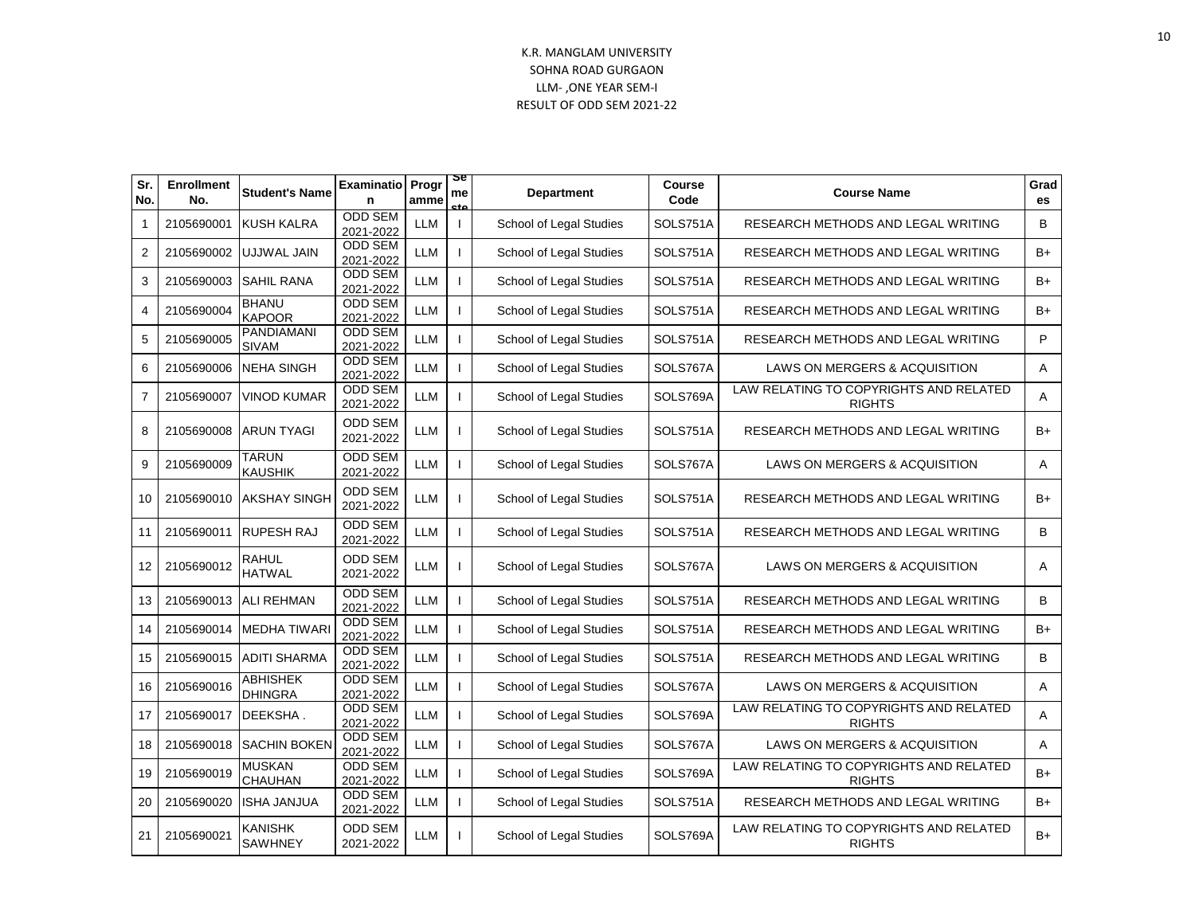K.R. MANGLAM UNIVERSITY
SOHNA ROAD GURGAON
LLM- ,ONE YEAR SEM-I
RESULT OF ODD SEM 2021-22

| Sr. No. | Enrollment No. | Student's Name | Examination | Programme | Semester | Department | Course Code | Course Name | Grades |
|---|---|---|---|---|---|---|---|---|---|
| 1 | 2105690001 | KUSH KALRA | ODD SEM 2021-2022 | LLM | I | School of Legal Studies | SOLS751A | RESEARCH METHODS AND LEGAL WRITING | B |
| 2 | 2105690002 | UJJWAL JAIN | ODD SEM 2021-2022 | LLM | I | School of Legal Studies | SOLS751A | RESEARCH METHODS AND LEGAL WRITING | B+ |
| 3 | 2105690003 | SAHIL RANA | ODD SEM 2021-2022 | LLM | I | School of Legal Studies | SOLS751A | RESEARCH METHODS AND LEGAL WRITING | B+ |
| 4 | 2105690004 | BHANU KAPOOR | ODD SEM 2021-2022 | LLM | I | School of Legal Studies | SOLS751A | RESEARCH METHODS AND LEGAL WRITING | B+ |
| 5 | 2105690005 | PANDIAMANI SIVAM | ODD SEM 2021-2022 | LLM | I | School of Legal Studies | SOLS751A | RESEARCH METHODS AND LEGAL WRITING | P |
| 6 | 2105690006 | NEHA SINGH | ODD SEM 2021-2022 | LLM | I | School of Legal Studies | SOLS767A | LAWS ON MERGERS & ACQUISITION | A |
| 7 | 2105690007 | VINOD KUMAR | ODD SEM 2021-2022 | LLM | I | School of Legal Studies | SOLS769A | LAW RELATING TO COPYRIGHTS AND RELATED RIGHTS | A |
| 8 | 2105690008 | ARUN TYAGI | ODD SEM 2021-2022 | LLM | I | School of Legal Studies | SOLS751A | RESEARCH METHODS AND LEGAL WRITING | B+ |
| 9 | 2105690009 | TARUN KAUSHIK | ODD SEM 2021-2022 | LLM | I | School of Legal Studies | SOLS767A | LAWS ON MERGERS & ACQUISITION | A |
| 10 | 2105690010 | AKSHAY SINGH | ODD SEM 2021-2022 | LLM | I | School of Legal Studies | SOLS751A | RESEARCH METHODS AND LEGAL WRITING | B+ |
| 11 | 2105690011 | RUPESH RAJ | ODD SEM 2021-2022 | LLM | I | School of Legal Studies | SOLS751A | RESEARCH METHODS AND LEGAL WRITING | B |
| 12 | 2105690012 | RAHUL HATWAL | ODD SEM 2021-2022 | LLM | I | School of Legal Studies | SOLS767A | LAWS ON MERGERS & ACQUISITION | A |
| 13 | 2105690013 | ALI REHMAN | ODD SEM 2021-2022 | LLM | I | School of Legal Studies | SOLS751A | RESEARCH METHODS AND LEGAL WRITING | B |
| 14 | 2105690014 | MEDHA TIWARI | ODD SEM 2021-2022 | LLM | I | School of Legal Studies | SOLS751A | RESEARCH METHODS AND LEGAL WRITING | B+ |
| 15 | 2105690015 | ADITI SHARMA | ODD SEM 2021-2022 | LLM | I | School of Legal Studies | SOLS751A | RESEARCH METHODS AND LEGAL WRITING | B |
| 16 | 2105690016 | ABHISHEK DHINGRA | ODD SEM 2021-2022 | LLM | I | School of Legal Studies | SOLS767A | LAWS ON MERGERS & ACQUISITION | A |
| 17 | 2105690017 | DEEKSHA . | ODD SEM 2021-2022 | LLM | I | School of Legal Studies | SOLS769A | LAW RELATING TO COPYRIGHTS AND RELATED RIGHTS | A |
| 18 | 2105690018 | SACHIN BOKEN | ODD SEM 2021-2022 | LLM | I | School of Legal Studies | SOLS767A | LAWS ON MERGERS & ACQUISITION | A |
| 19 | 2105690019 | MUSKAN CHAUHAN | ODD SEM 2021-2022 | LLM | I | School of Legal Studies | SOLS769A | LAW RELATING TO COPYRIGHTS AND RELATED RIGHTS | B+ |
| 20 | 2105690020 | ISHA JANJUA | ODD SEM 2021-2022 | LLM | I | School of Legal Studies | SOLS751A | RESEARCH METHODS AND LEGAL WRITING | B+ |
| 21 | 2105690021 | KANISHK SAWHNEY | ODD SEM 2021-2022 | LLM | I | School of Legal Studies | SOLS769A | LAW RELATING TO COPYRIGHTS AND RELATED RIGHTS | B+ |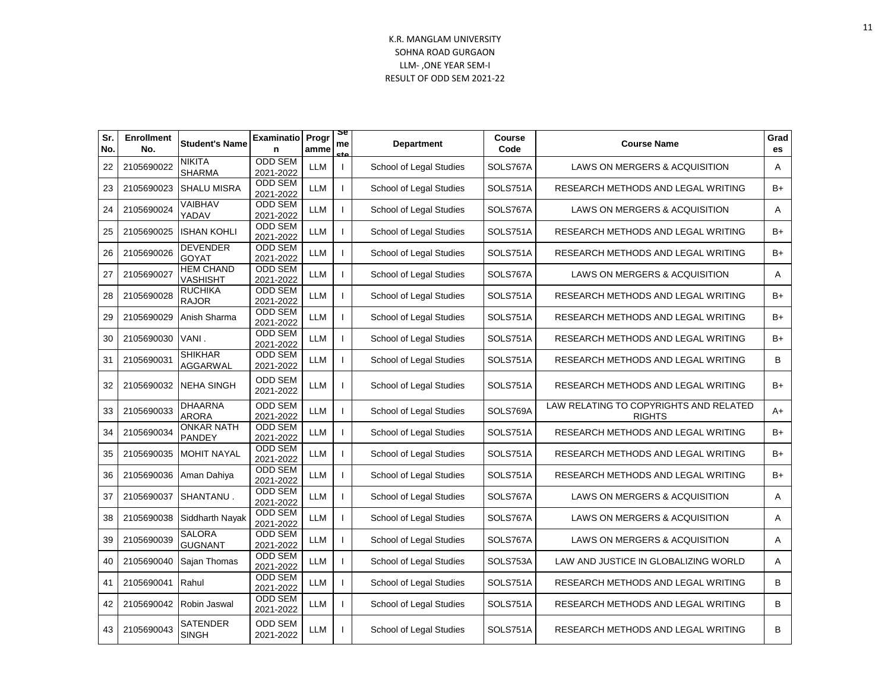K.R. MANGLAM UNIVERSITY
SOHNA ROAD GURGAON
LLM- ,ONE YEAR SEM-I
RESULT OF ODD SEM 2021-22

| Sr. No. | Enrollment No. | Student's Name | Examination | Programme | Semester | Department | Course Code | Course Name | Grades |
|---|---|---|---|---|---|---|---|---|---|
| 22 | 2105690022 | NIKITA SHARMA | ODD SEM 2021-2022 | LLM | I | School of Legal Studies | SOLS767A | LAWS ON MERGERS & ACQUISITION | A |
| 23 | 2105690023 | SHALU MISRA | ODD SEM 2021-2022 | LLM | I | School of Legal Studies | SOLS751A | RESEARCH METHODS AND LEGAL WRITING | B+ |
| 24 | 2105690024 | VAIBHAV YADAV | ODD SEM 2021-2022 | LLM | I | School of Legal Studies | SOLS767A | LAWS ON MERGERS & ACQUISITION | A |
| 25 | 2105690025 | ISHAN KOHLI | ODD SEM 2021-2022 | LLM | I | School of Legal Studies | SOLS751A | RESEARCH METHODS AND LEGAL WRITING | B+ |
| 26 | 2105690026 | DEVENDER GOYAT | ODD SEM 2021-2022 | LLM | I | School of Legal Studies | SOLS751A | RESEARCH METHODS AND LEGAL WRITING | B+ |
| 27 | 2105690027 | HEM CHAND VASHISHT | ODD SEM 2021-2022 | LLM | I | School of Legal Studies | SOLS767A | LAWS ON MERGERS & ACQUISITION | A |
| 28 | 2105690028 | RUCHIKA RAJOR | ODD SEM 2021-2022 | LLM | I | School of Legal Studies | SOLS751A | RESEARCH METHODS AND LEGAL WRITING | B+ |
| 29 | 2105690029 | Anish Sharma | ODD SEM 2021-2022 | LLM | I | School of Legal Studies | SOLS751A | RESEARCH METHODS AND LEGAL WRITING | B+ |
| 30 | 2105690030 | VANI . | ODD SEM 2021-2022 | LLM | I | School of Legal Studies | SOLS751A | RESEARCH METHODS AND LEGAL WRITING | B+ |
| 31 | 2105690031 | SHIKHAR AGGARWAL | ODD SEM 2021-2022 | LLM | I | School of Legal Studies | SOLS751A | RESEARCH METHODS AND LEGAL WRITING | B |
| 32 | 2105690032 | NEHA SINGH | ODD SEM 2021-2022 | LLM | I | School of Legal Studies | SOLS751A | RESEARCH METHODS AND LEGAL WRITING | B+ |
| 33 | 2105690033 | DHAARNA ARORA | ODD SEM 2021-2022 | LLM | I | School of Legal Studies | SOLS769A | LAW RELATING TO COPYRIGHTS AND RELATED RIGHTS | A+ |
| 34 | 2105690034 | ONKAR NATH PANDEY | ODD SEM 2021-2022 | LLM | I | School of Legal Studies | SOLS751A | RESEARCH METHODS AND LEGAL WRITING | B+ |
| 35 | 2105690035 | MOHIT NAYAL | ODD SEM 2021-2022 | LLM | I | School of Legal Studies | SOLS751A | RESEARCH METHODS AND LEGAL WRITING | B+ |
| 36 | 2105690036 | Aman Dahiya | ODD SEM 2021-2022 | LLM | I | School of Legal Studies | SOLS751A | RESEARCH METHODS AND LEGAL WRITING | B+ |
| 37 | 2105690037 | SHANTANU . | ODD SEM 2021-2022 | LLM | I | School of Legal Studies | SOLS767A | LAWS ON MERGERS & ACQUISITION | A |
| 38 | 2105690038 | Siddharth Nayak | ODD SEM 2021-2022 | LLM | I | School of Legal Studies | SOLS767A | LAWS ON MERGERS & ACQUISITION | A |
| 39 | 2105690039 | SALORA GUGNANT | ODD SEM 2021-2022 | LLM | I | School of Legal Studies | SOLS767A | LAWS ON MERGERS & ACQUISITION | A |
| 40 | 2105690040 | Sajan Thomas | ODD SEM 2021-2022 | LLM | I | School of Legal Studies | SOLS753A | LAW AND JUSTICE IN GLOBALIZING WORLD | A |
| 41 | 2105690041 | Rahul | ODD SEM 2021-2022 | LLM | I | School of Legal Studies | SOLS751A | RESEARCH METHODS AND LEGAL WRITING | B |
| 42 | 2105690042 | Robin Jaswal | ODD SEM 2021-2022 | LLM | I | School of Legal Studies | SOLS751A | RESEARCH METHODS AND LEGAL WRITING | B |
| 43 | 2105690043 | SATENDER SINGH | ODD SEM 2021-2022 | LLM | I | School of Legal Studies | SOLS751A | RESEARCH METHODS AND LEGAL WRITING | B |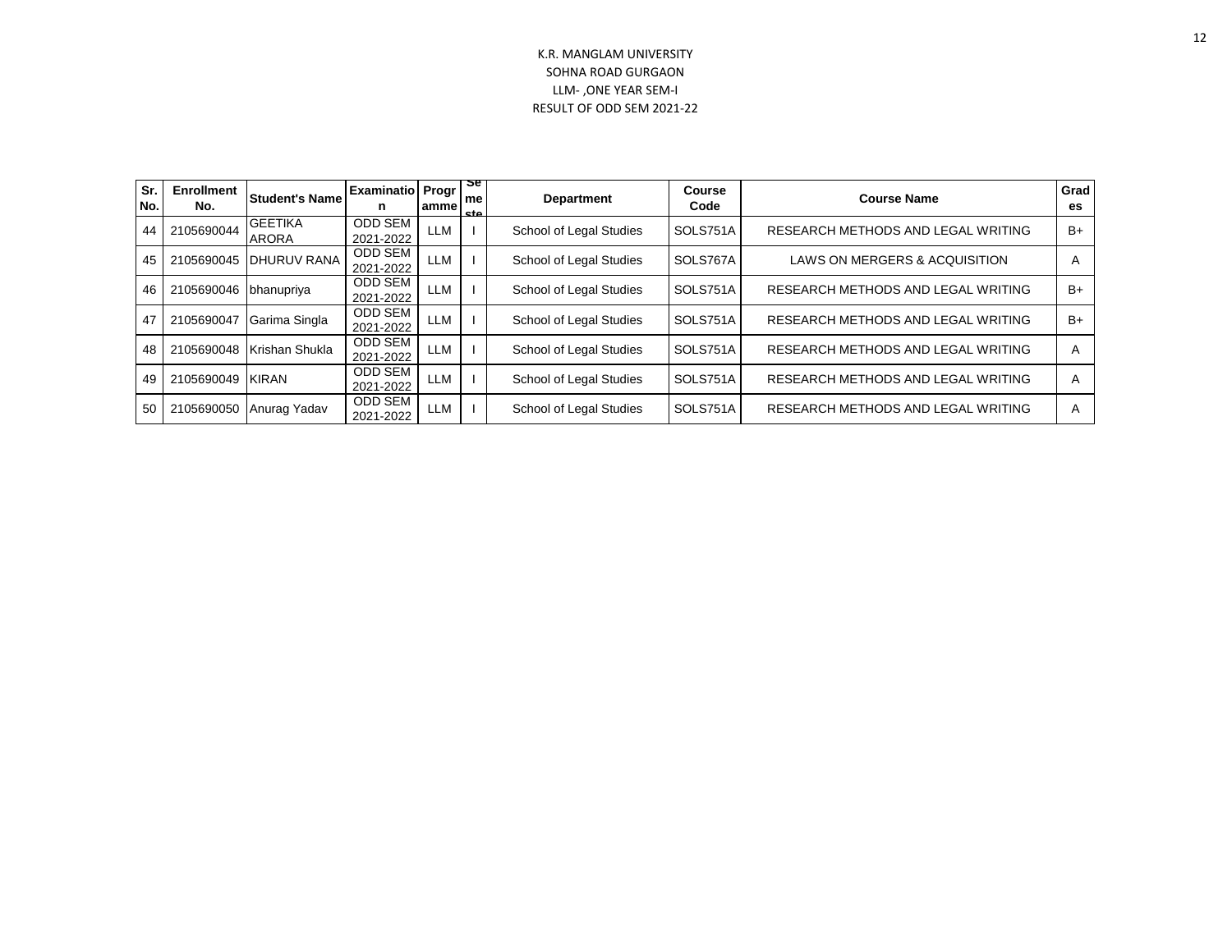K.R. MANGLAM UNIVERSITY

SOHNA ROAD GURGAON

LLM- ,ONE YEAR SEM-I

RESULT OF ODD SEM 2021-22

| Sr. No. | Enrollment No. | Student's Name | Examination | Programme | Semester | Department | Course Code | Course Name | Grades |
|---|---|---|---|---|---|---|---|---|---|
| 44 | 2105690044 | GEETIKA ARORA | ODD SEM 2021-2022 | LLM | I | School of Legal Studies | SOLS751A | RESEARCH METHODS AND LEGAL WRITING | B+ |
| 45 | 2105690045 | DHURUV RANA | ODD SEM 2021-2022 | LLM | I | School of Legal Studies | SOLS767A | LAWS ON MERGERS & ACQUISITION | A |
| 46 | 2105690046 | bhanupriya | ODD SEM 2021-2022 | LLM | I | School of Legal Studies | SOLS751A | RESEARCH METHODS AND LEGAL WRITING | B+ |
| 47 | 2105690047 | Garima Singla | ODD SEM 2021-2022 | LLM | I | School of Legal Studies | SOLS751A | RESEARCH METHODS AND LEGAL WRITING | B+ |
| 48 | 2105690048 | Krishan Shukla | ODD SEM 2021-2022 | LLM | I | School of Legal Studies | SOLS751A | RESEARCH METHODS AND LEGAL WRITING | A |
| 49 | 2105690049 | KIRAN | ODD SEM 2021-2022 | LLM | I | School of Legal Studies | SOLS751A | RESEARCH METHODS AND LEGAL WRITING | A |
| 50 | 2105690050 | Anurag Yadav | ODD SEM 2021-2022 | LLM | I | School of Legal Studies | SOLS751A | RESEARCH METHODS AND LEGAL WRITING | A |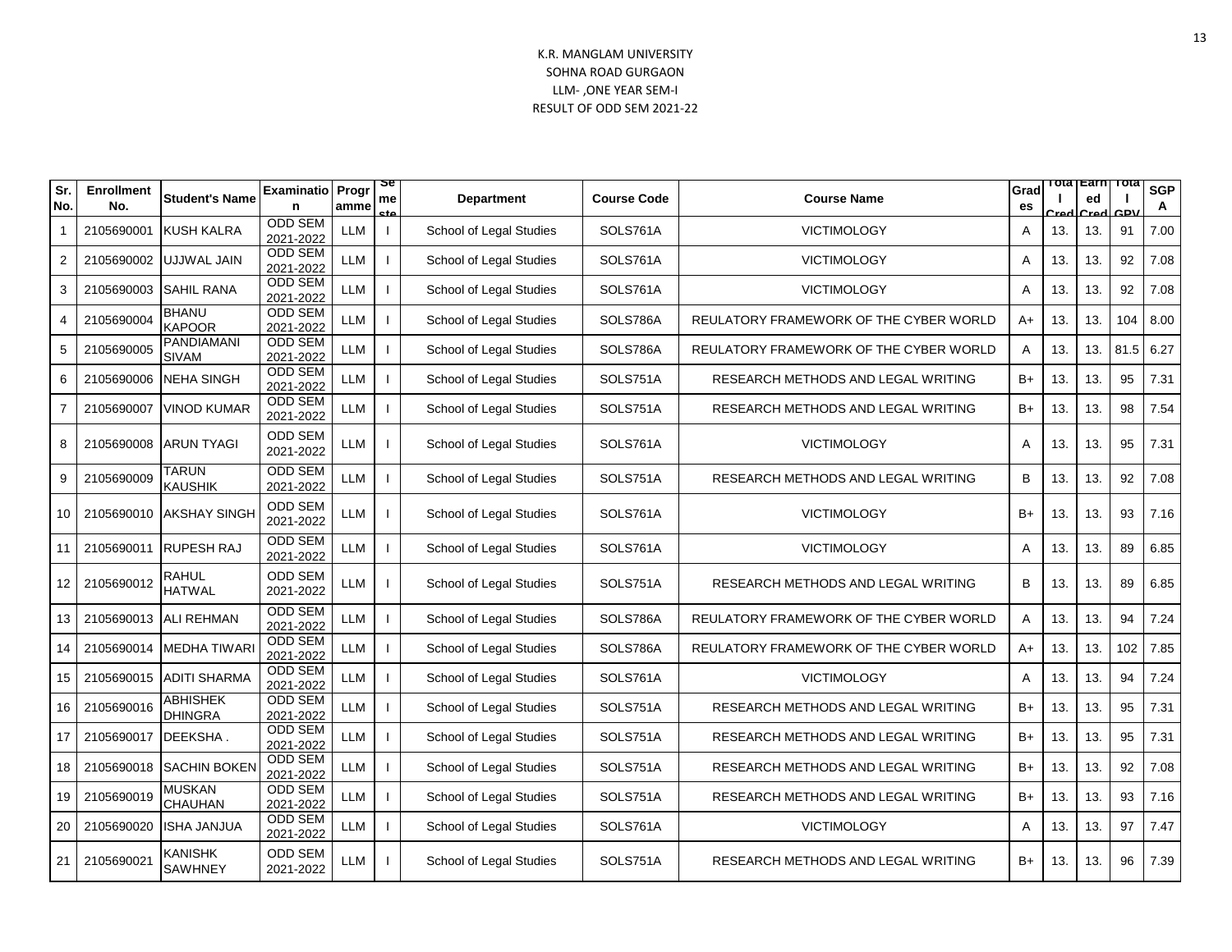K.R. MANGLAM UNIVERSITY

SOHNA ROAD GURGAON

LLM- ,ONE YEAR SEM-I

RESULT OF ODD SEM 2021-22

| Sr. No. | Enrollment No. | Student's Name | Examination | Programme | Semester | Department | Course Code | Course Name | Grades | Total Cred | Earned Cred | Total GPV | SGPA |
|---|---|---|---|---|---|---|---|---|---|---|---|---|---|
| 1 | 2105690001 | KUSH KALRA | ODD SEM 2021-2022 | LLM | I | School of Legal Studies | SOLS761A | VICTIMOLOGY | A | 13. | 13. | 91 | 7.00 |
| 2 | 2105690002 | UJJWAL JAIN | ODD SEM 2021-2022 | LLM | I | School of Legal Studies | SOLS761A | VICTIMOLOGY | A | 13. | 13. | 92 | 7.08 |
| 3 | 2105690003 | SAHIL RANA | ODD SEM 2021-2022 | LLM | I | School of Legal Studies | SOLS761A | VICTIMOLOGY | A | 13. | 13. | 92 | 7.08 |
| 4 | 2105690004 | BHANU KAPOOR | ODD SEM 2021-2022 | LLM | I | School of Legal Studies | SOLS786A | REULATORY FRAMEWORK OF THE CYBER WORLD | A+ | 13. | 13. | 104 | 8.00 |
| 5 | 2105690005 | PANDIAMANI SIVAM | ODD SEM 2021-2022 | LLM | I | School of Legal Studies | SOLS786A | REULATORY FRAMEWORK OF THE CYBER WORLD | A | 13. | 13. | 81.5 | 6.27 |
| 6 | 2105690006 | NEHA SINGH | ODD SEM 2021-2022 | LLM | I | School of Legal Studies | SOLS751A | RESEARCH METHODS AND LEGAL WRITING | B+ | 13. | 13. | 95 | 7.31 |
| 7 | 2105690007 | VINOD KUMAR | ODD SEM 2021-2022 | LLM | I | School of Legal Studies | SOLS751A | RESEARCH METHODS AND LEGAL WRITING | B+ | 13. | 13. | 98 | 7.54 |
| 8 | 2105690008 | ARUN TYAGI | ODD SEM 2021-2022 | LLM | I | School of Legal Studies | SOLS761A | VICTIMOLOGY | A | 13. | 13. | 95 | 7.31 |
| 9 | 2105690009 | TARUN KAUSHIK | ODD SEM 2021-2022 | LLM | I | School of Legal Studies | SOLS751A | RESEARCH METHODS AND LEGAL WRITING | B | 13. | 13. | 92 | 7.08 |
| 10 | 2105690010 | AKSHAY SINGH | ODD SEM 2021-2022 | LLM | I | School of Legal Studies | SOLS761A | VICTIMOLOGY | B+ | 13. | 13. | 93 | 7.16 |
| 11 | 2105690011 | RUPESH RAJ | ODD SEM 2021-2022 | LLM | I | School of Legal Studies | SOLS761A | VICTIMOLOGY | A | 13. | 13. | 89 | 6.85 |
| 12 | 2105690012 | RAHUL HATWAL | ODD SEM 2021-2022 | LLM | I | School of Legal Studies | SOLS751A | RESEARCH METHODS AND LEGAL WRITING | B | 13. | 13. | 89 | 6.85 |
| 13 | 2105690013 | ALI REHMAN | ODD SEM 2021-2022 | LLM | I | School of Legal Studies | SOLS786A | REULATORY FRAMEWORK OF THE CYBER WORLD | A | 13. | 13. | 94 | 7.24 |
| 14 | 2105690014 | MEDHA TIWARI | ODD SEM 2021-2022 | LLM | I | School of Legal Studies | SOLS786A | REULATORY FRAMEWORK OF THE CYBER WORLD | A+ | 13. | 13. | 102 | 7.85 |
| 15 | 2105690015 | ADITI SHARMA | ODD SEM 2021-2022 | LLM | I | School of Legal Studies | SOLS761A | VICTIMOLOGY | A | 13. | 13. | 94 | 7.24 |
| 16 | 2105690016 | ABHISHEK DHINGRA | ODD SEM 2021-2022 | LLM | I | School of Legal Studies | SOLS751A | RESEARCH METHODS AND LEGAL WRITING | B+ | 13. | 13. | 95 | 7.31 |
| 17 | 2105690017 | DEEKSHA . | ODD SEM 2021-2022 | LLM | I | School of Legal Studies | SOLS751A | RESEARCH METHODS AND LEGAL WRITING | B+ | 13. | 13. | 95 | 7.31 |
| 18 | 2105690018 | SACHIN BOKEN | ODD SEM 2021-2022 | LLM | I | School of Legal Studies | SOLS751A | RESEARCH METHODS AND LEGAL WRITING | B+ | 13. | 13. | 92 | 7.08 |
| 19 | 2105690019 | MUSKAN CHAUHAN | ODD SEM 2021-2022 | LLM | I | School of Legal Studies | SOLS751A | RESEARCH METHODS AND LEGAL WRITING | B+ | 13. | 13. | 93 | 7.16 |
| 20 | 2105690020 | ISHA JANJUA | ODD SEM 2021-2022 | LLM | I | School of Legal Studies | SOLS761A | VICTIMOLOGY | A | 13. | 13. | 97 | 7.47 |
| 21 | 2105690021 | KANISHK SAWHNEY | ODD SEM 2021-2022 | LLM | I | School of Legal Studies | SOLS751A | RESEARCH METHODS AND LEGAL WRITING | B+ | 13. | 13. | 96 | 7.39 |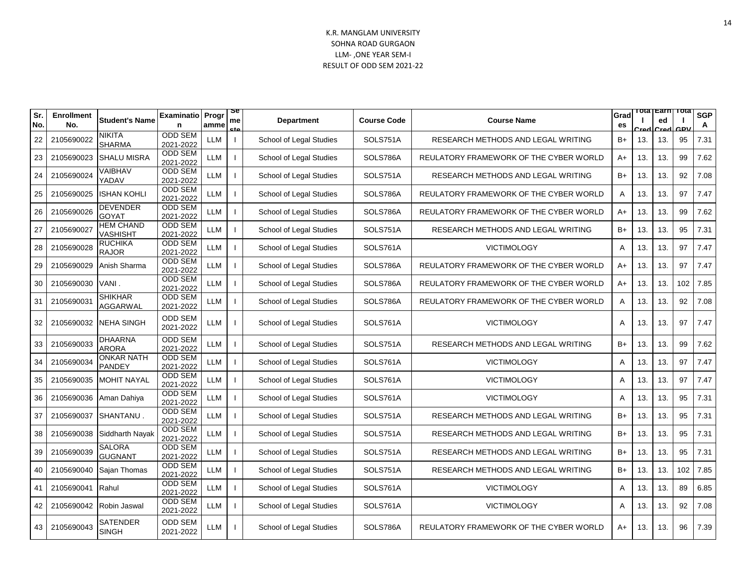K.R. MANGLAM UNIVERSITY
SOHNA ROAD GURGAON
LLM- ,ONE YEAR SEM-I
RESULT OF ODD SEM 2021-22

| Sr. No. | Enrollment No. | Student's Name | Examination | Programme | Semester | Department | Course Code | Course Name | Grades | Total Cred | Earned Cred | Total GPV | SGPA |
|---|---|---|---|---|---|---|---|---|---|---|---|---|---|
| 22 | 2105690022 | NIKITA SHARMA | ODD SEM 2021-2022 | LLM | I | School of Legal Studies | SOLS751A | RESEARCH METHODS AND LEGAL WRITING | B+ | 13. | 13. | 95 | 7.31 |
| 23 | 2105690023 | SHALU MISRA | ODD SEM 2021-2022 | LLM | I | School of Legal Studies | SOLS786A | REULATORY FRAMEWORK OF THE CYBER WORLD | A+ | 13. | 13. | 99 | 7.62 |
| 24 | 2105690024 | VAIBHAV YADAV | ODD SEM 2021-2022 | LLM | I | School of Legal Studies | SOLS751A | RESEARCH METHODS AND LEGAL WRITING | B+ | 13. | 13. | 92 | 7.08 |
| 25 | 2105690025 | ISHAN KOHLI | ODD SEM 2021-2022 | LLM | I | School of Legal Studies | SOLS786A | REULATORY FRAMEWORK OF THE CYBER WORLD | A | 13. | 13. | 97 | 7.47 |
| 26 | 2105690026 | DEVENDER GOYAT | ODD SEM 2021-2022 | LLM | I | School of Legal Studies | SOLS786A | REULATORY FRAMEWORK OF THE CYBER WORLD | A+ | 13. | 13. | 99 | 7.62 |
| 27 | 2105690027 | HEM CHAND VASHISHT | ODD SEM 2021-2022 | LLM | I | School of Legal Studies | SOLS751A | RESEARCH METHODS AND LEGAL WRITING | B+ | 13. | 13. | 95 | 7.31 |
| 28 | 2105690028 | RUCHIKA RAJOR | ODD SEM 2021-2022 | LLM | I | School of Legal Studies | SOLS761A | VICTIMOLOGY | A | 13. | 13. | 97 | 7.47 |
| 29 | 2105690029 | Anish Sharma | ODD SEM 2021-2022 | LLM | I | School of Legal Studies | SOLS786A | REULATORY FRAMEWORK OF THE CYBER WORLD | A+ | 13. | 13. | 97 | 7.47 |
| 30 | 2105690030 | VANI . | ODD SEM 2021-2022 | LLM | I | School of Legal Studies | SOLS786A | REULATORY FRAMEWORK OF THE CYBER WORLD | A+ | 13. | 13. | 102 | 7.85 |
| 31 | 2105690031 | SHIKHAR AGGARWAL | ODD SEM 2021-2022 | LLM | I | School of Legal Studies | SOLS786A | REULATORY FRAMEWORK OF THE CYBER WORLD | A | 13. | 13. | 92 | 7.08 |
| 32 | 2105690032 | NEHA SINGH | ODD SEM 2021-2022 | LLM | I | School of Legal Studies | SOLS761A | VICTIMOLOGY | A | 13. | 13. | 97 | 7.47 |
| 33 | 2105690033 | DHAARNA ARORA | ODD SEM 2021-2022 | LLM | I | School of Legal Studies | SOLS751A | RESEARCH METHODS AND LEGAL WRITING | B+ | 13. | 13. | 99 | 7.62 |
| 34 | 2105690034 | ONKAR NATH PANDEY | ODD SEM 2021-2022 | LLM | I | School of Legal Studies | SOLS761A | VICTIMOLOGY | A | 13. | 13. | 97 | 7.47 |
| 35 | 2105690035 | MOHIT NAYAL | ODD SEM 2021-2022 | LLM | I | School of Legal Studies | SOLS761A | VICTIMOLOGY | A | 13. | 13. | 97 | 7.47 |
| 36 | 2105690036 | Aman Dahiya | ODD SEM 2021-2022 | LLM | I | School of Legal Studies | SOLS761A | VICTIMOLOGY | A | 13. | 13. | 95 | 7.31 |
| 37 | 2105690037 | SHANTANU . | ODD SEM 2021-2022 | LLM | I | School of Legal Studies | SOLS751A | RESEARCH METHODS AND LEGAL WRITING | B+ | 13. | 13. | 95 | 7.31 |
| 38 | 2105690038 | Siddharth Nayak | ODD SEM 2021-2022 | LLM | I | School of Legal Studies | SOLS751A | RESEARCH METHODS AND LEGAL WRITING | B+ | 13. | 13. | 95 | 7.31 |
| 39 | 2105690039 | SALORA GUGNANT | ODD SEM 2021-2022 | LLM | I | School of Legal Studies | SOLS751A | RESEARCH METHODS AND LEGAL WRITING | B+ | 13. | 13. | 95 | 7.31 |
| 40 | 2105690040 | Sajan Thomas | ODD SEM 2021-2022 | LLM | I | School of Legal Studies | SOLS751A | RESEARCH METHODS AND LEGAL WRITING | B+ | 13. | 13. | 102 | 7.85 |
| 41 | 2105690041 | Rahul | ODD SEM 2021-2022 | LLM | I | School of Legal Studies | SOLS761A | VICTIMOLOGY | A | 13. | 13. | 89 | 6.85 |
| 42 | 2105690042 | Robin Jaswal | ODD SEM 2021-2022 | LLM | I | School of Legal Studies | SOLS761A | VICTIMOLOGY | A | 13. | 13. | 92 | 7.08 |
| 43 | 2105690043 | SATENDER SINGH | ODD SEM 2021-2022 | LLM | I | School of Legal Studies | SOLS786A | REULATORY FRAMEWORK OF THE CYBER WORLD | A+ | 13. | 13. | 96 | 7.39 |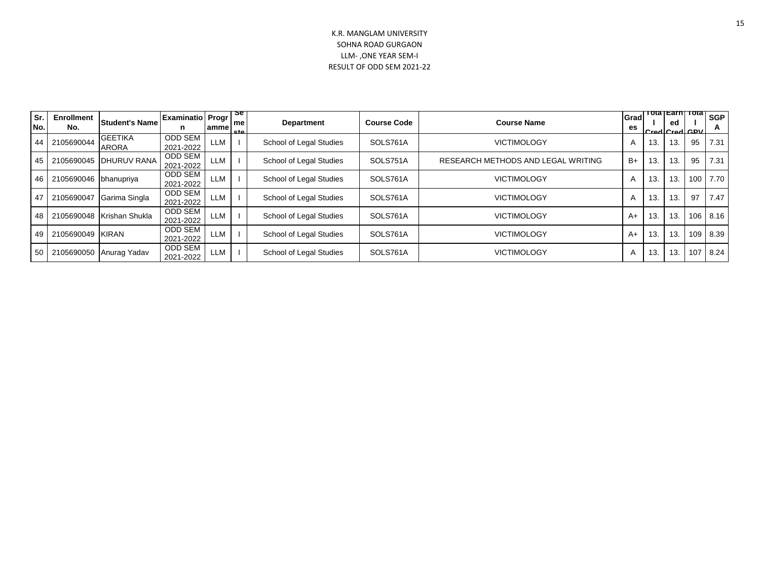K.R. MANGLAM UNIVERSITY
SOHNA ROAD GURGAON
LLM- ,ONE YEAR SEM-I
RESULT OF ODD SEM 2021-22

| Sr. No. | Enrollment No. | Student's Name | Examination | Programme | Semester | Department | Course Code | Course Name | Grades | Total Cred | Earned Cred | Total GPV | SGPA |
|---|---|---|---|---|---|---|---|---|---|---|---|---|---|
| 44 | 2105690044 | GEETIKA ARORA | ODD SEM 2021-2022 | LLM | I | School of Legal Studies | SOLS761A | VICTIMOLOGY | A | 13. | 13. | 95 | 7.31 |
| 45 | 2105690045 | DHURUV RANA | ODD SEM 2021-2022 | LLM | I | School of Legal Studies | SOLS751A | RESEARCH METHODS AND LEGAL WRITING | B+ | 13. | 13. | 95 | 7.31 |
| 46 | 2105690046 | bhanupriya | ODD SEM 2021-2022 | LLM | I | School of Legal Studies | SOLS761A | VICTIMOLOGY | A | 13. | 13. | 100 | 7.70 |
| 47 | 2105690047 | Garima Singla | ODD SEM 2021-2022 | LLM | I | School of Legal Studies | SOLS761A | VICTIMOLOGY | A | 13. | 13. | 97 | 7.47 |
| 48 | 2105690048 | Krishan Shukla | ODD SEM 2021-2022 | LLM | I | School of Legal Studies | SOLS761A | VICTIMOLOGY | A+ | 13. | 13. | 106 | 8.16 |
| 49 | 2105690049 | KIRAN | ODD SEM 2021-2022 | LLM | I | School of Legal Studies | SOLS761A | VICTIMOLOGY | A+ | 13. | 13. | 109 | 8.39 |
| 50 | 2105690050 | Anurag Yadav | ODD SEM 2021-2022 | LLM | I | School of Legal Studies | SOLS761A | VICTIMOLOGY | A | 13. | 13. | 107 | 8.24 |